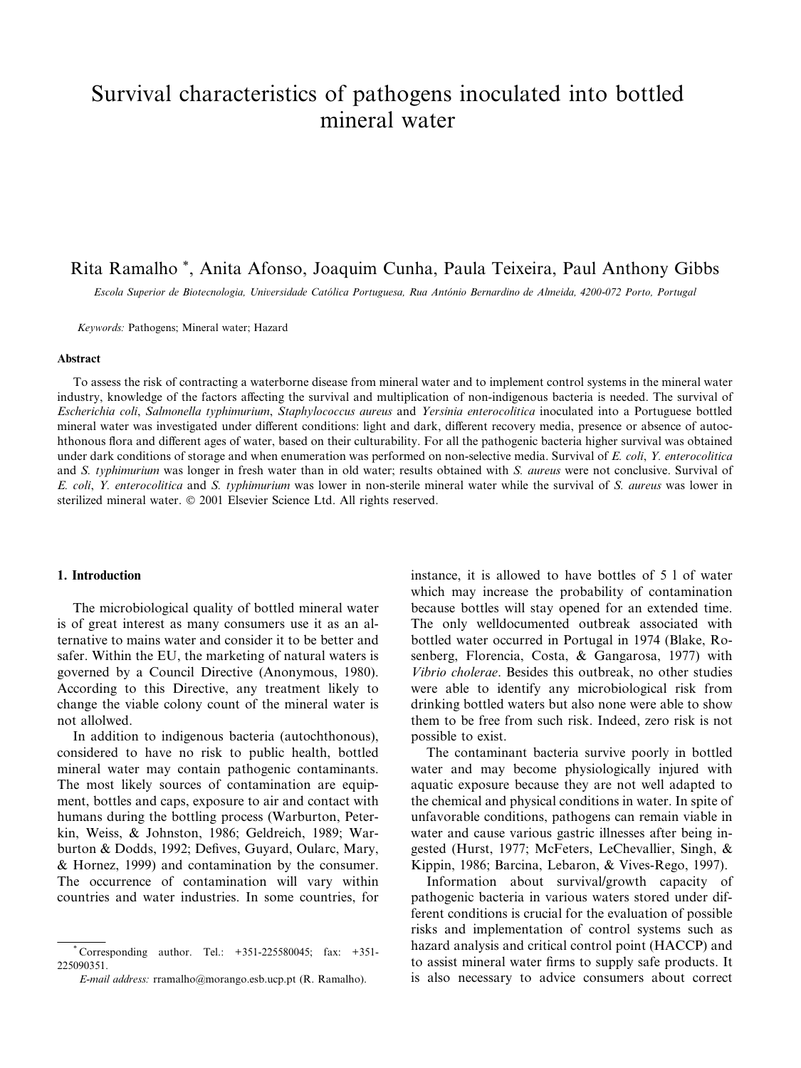# Survival characteristics of pathogens inoculated into bottled mineral water

Rita Ramalho *, Anita Afonso, Joaquim Cunha, Paula Teixeira, Paul Anthony Gibbs

*Escola Superior de Biotecnologia, Universidade Católica Portuguesa, Rua António Bernardino de Almeida, 4200-072 Porto, Portugal*

*Keywords:* Pathogens; Mineral water; Hazard

## Abstract

To assess the risk of contracting a waterborne disease from mineral water and to implement control systems in the mineral water industry, knowledge of the factors affecting the survival and multiplication of non-indigenous bacteria is needed. The survival of *Escherichia coli*, *Salmonella typhimurium*, *Staphylococcus aureus* and *Yersinia enterocolitica* inoculated into a Portuguese bottled mineral water was investigated under different conditions: light and dark, different recovery media, presence or absence of autochthonous flora and different ages of water, based on their culturability. For all the pathogenic bacteria higher survival was obtained under dark conditions of storage and when enumeration was performed on non-selective media. Survival of *E. coli*, *Y. enterocolitica* and *S. typhimurium* was longer in fresh water than in old water; results obtained with *S. aureus* were not conclusive. Survival of *E. coli*, *Y. enterocolitica* and *S. typhimurium* was lower in non-sterile mineral water while the survival of *S. aureus* was lower in sterilized mineral water. © 2001 Elsevier Science Ltd. All rights reserved.

## 1. Introduction

The microbiological quality of bottled mineral water is of great interest as many consumers use it as an alternative to mains water and consider it to be better and safer. Within the EU, the marketing of natural waters is governed by a Council Directive (Anonymous, 1980). According to this Directive, any treatment likely to change the viable colony count of the mineral water is not allolwed.

In addition to indigenous bacteria (autochthonous), considered to have no risk to public health, bottled mineral water may contain pathogenic contaminants. The most likely sources of contamination are equipment, bottles and caps, exposure to air and contact with humans during the bottling process (Warburton, Peterkin, Weiss, & Johnston, 1986; Geldreich, 1989; Warburton & Dodds, 1992; Defives, Guyard, Oularc, Mary, & Hornez, 1999) and contamination by the consumer. The occurrence of contamination will vary within countries and water industries. In some countries, for instance, it is allowed to have bottles of 5 l of water which may increase the probability of contamination because bottles will stay opened for an extended time. The only welldocumented outbreak associated with bottled water occurred in Portugal in 1974 (Blake, Rosenberg, Florencia, Costa, & Gangarosa, 1977) with *Vibrio cholerae*. Besides this outbreak, no other studies were able to identify any microbiological risk from drinking bottled waters but also none were able to show them to be free from such risk. Indeed, zero risk is not possible to exist.

The contaminant bacteria survive poorly in bottled water and may become physiologically injured with aquatic exposure because they are not well adapted to the chemical and physical conditions in water. In spite of unfavorable conditions, pathogens can remain viable in water and cause various gastric illnesses after being ingested (Hurst, 1977; McFeters, LeChevallier, Singh, & Kippin, 1986; Barcina, Lebaron, & Vives-Rego, 1997).

Information about survival/growth capacity of pathogenic bacteria in various waters stored under different conditions is crucial for the evaluation of possible risks and implementation of control systems such as hazard analysis and critical control point (HACCP) and to assist mineral water firms to supply safe products. It is also necessary to advice consumers about correct

---

*Corresponding author. Tel.: +351-225580045; fax: +351-225090351.

*E-mail address:* rramalho@morango.esb.ucp.pt (R. Ramalho).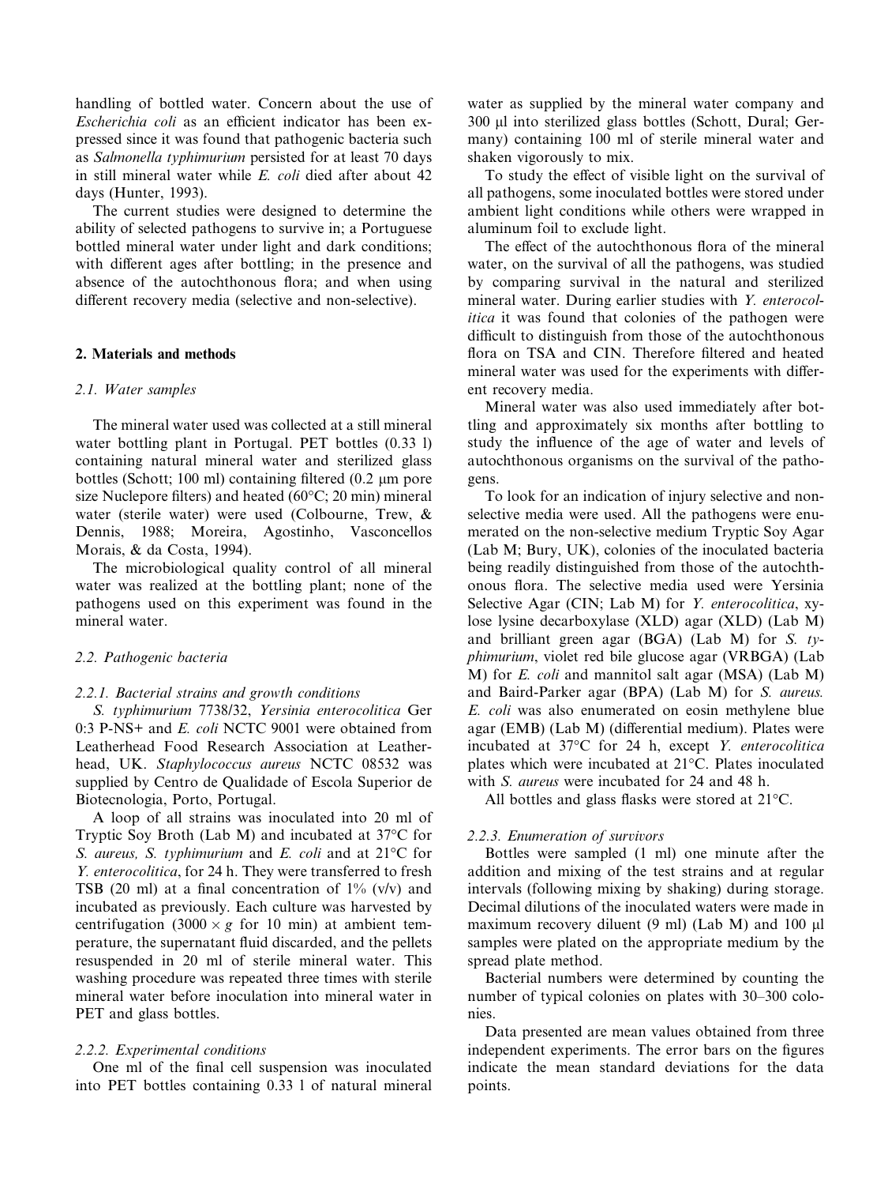handling of bottled water. Concern about the use of *Escherichia coli* as an efficient indicator has been expressed since it was found that pathogenic bacteria such as *Salmonella typhimurium* persisted for at least 70 days in still mineral water while *E. coli* died after about 42 days (Hunter, 1993).

The current studies were designed to determine the ability of selected pathogens to survive in; a Portuguese bottled mineral water under light and dark conditions; with different ages after bottling; in the presence and absence of the autochthonous flora; and when using different recovery media (selective and non-selective).

## 2. Materials and methods

### 2.1. Water samples

The mineral water used was collected at a still mineral water bottling plant in Portugal. PET bottles (0.33 l) containing natural mineral water and sterilized glass bottles (Schott; 100 ml) containing filtered (0.2 μm pore size Nuclepore filters) and heated (60°C; 20 min) mineral water (sterile water) were used (Colbourne, Trew, & Dennis, 1988; Moreira, Agostinho, Vasconcellos Morais, & da Costa, 1994).

The microbiological quality control of all mineral water was realized at the bottling plant; none of the pathogens used on this experiment was found in the mineral water.

### 2.2. Pathogenic bacteria

#### 2.2.1. Bacterial strains and growth conditions

*S. typhimurium* 7738/32, *Yersinia enterocolitica* Ger 0:3 P-NS+ and *E. coli* NCTC 9001 were obtained from Leatherhead Food Research Association at Leatherhead, UK. *Staphylococcus aureus* NCTC 08532 was supplied by Centro de Qualidade of Escola Superior de Biotecnologia, Porto, Portugal.

A loop of all strains was inoculated into 20 ml of Tryptic Soy Broth (Lab M) and incubated at 37°C for *S. aureus, S. typhimurium* and *E. coli* and at 21°C for *Y. enterocolitica*, for 24 h. They were transferred to fresh TSB (20 ml) at a final concentration of 1% (v/v) and incubated as previously. Each culture was harvested by centrifugation ($3000 \times g$ for 10 min) at ambient temperature, the supernatant fluid discarded, and the pellets resuspended in 20 ml of sterile mineral water. This washing procedure was repeated three times with sterile mineral water before inoculation into mineral water in PET and glass bottles.

#### 2.2.2. Experimental conditions

One ml of the final cell suspension was inoculated into PET bottles containing 0.33 l of natural mineral water as supplied by the mineral water company and 300 μl into sterilized glass bottles (Schott, Dural; Germany) containing 100 ml of sterile mineral water and shaken vigorously to mix.

To study the effect of visible light on the survival of all pathogens, some inoculated bottles were stored under ambient light conditions while others were wrapped in aluminum foil to exclude light.

The effect of the autochthonous flora of the mineral water, on the survival of all the pathogens, was studied by comparing survival in the natural and sterilized mineral water. During earlier studies with *Y. enterocolitica* it was found that colonies of the pathogen were difficult to distinguish from those of the autochthonous flora on TSA and CIN. Therefore filtered and heated mineral water was used for the experiments with different recovery media.

Mineral water was also used immediately after bottling and approximately six months after bottling to study the influence of the age of water and levels of autochthonous organisms on the survival of the pathogens.

To look for an indication of injury selective and non-selective media were used. All the pathogens were enumerated on the non-selective medium Tryptic Soy Agar (Lab M; Bury, UK), colonies of the inoculated bacteria being readily distinguished from those of the autochthonous flora. The selective media used were Yersinia Selective Agar (CIN; Lab M) for *Y. enterocolitica*, xylose lysine decarboxylase (XLD) agar (XLD) (Lab M) and brilliant green agar (BGA) (Lab M) for *S. typhimurium*, violet red bile glucose agar (VRBGA) (Lab M) for *E. coli* and mannitol salt agar (MSA) (Lab M) and Baird-Parker agar (BPA) (Lab M) for *S. aureus. E. coli* was also enumerated on eosin methylene blue agar (EMB) (Lab M) (differential medium). Plates were incubated at 37°C for 24 h, except *Y. enterocolitica* plates which were incubated at 21°C. Plates inoculated with *S. aureus* were incubated for 24 and 48 h.

All bottles and glass flasks were stored at 21°C.

#### 2.2.3. Enumeration of survivors

Bottles were sampled (1 ml) one minute after the addition and mixing of the test strains and at regular intervals (following mixing by shaking) during storage. Decimal dilutions of the inoculated waters were made in maximum recovery diluent (9 ml) (Lab M) and 100 μl samples were plated on the appropriate medium by the spread plate method.

Bacterial numbers were determined by counting the number of typical colonies on plates with 30–300 colonies.

Data presented are mean values obtained from three independent experiments. The error bars on the figures indicate the mean standard deviations for the data points.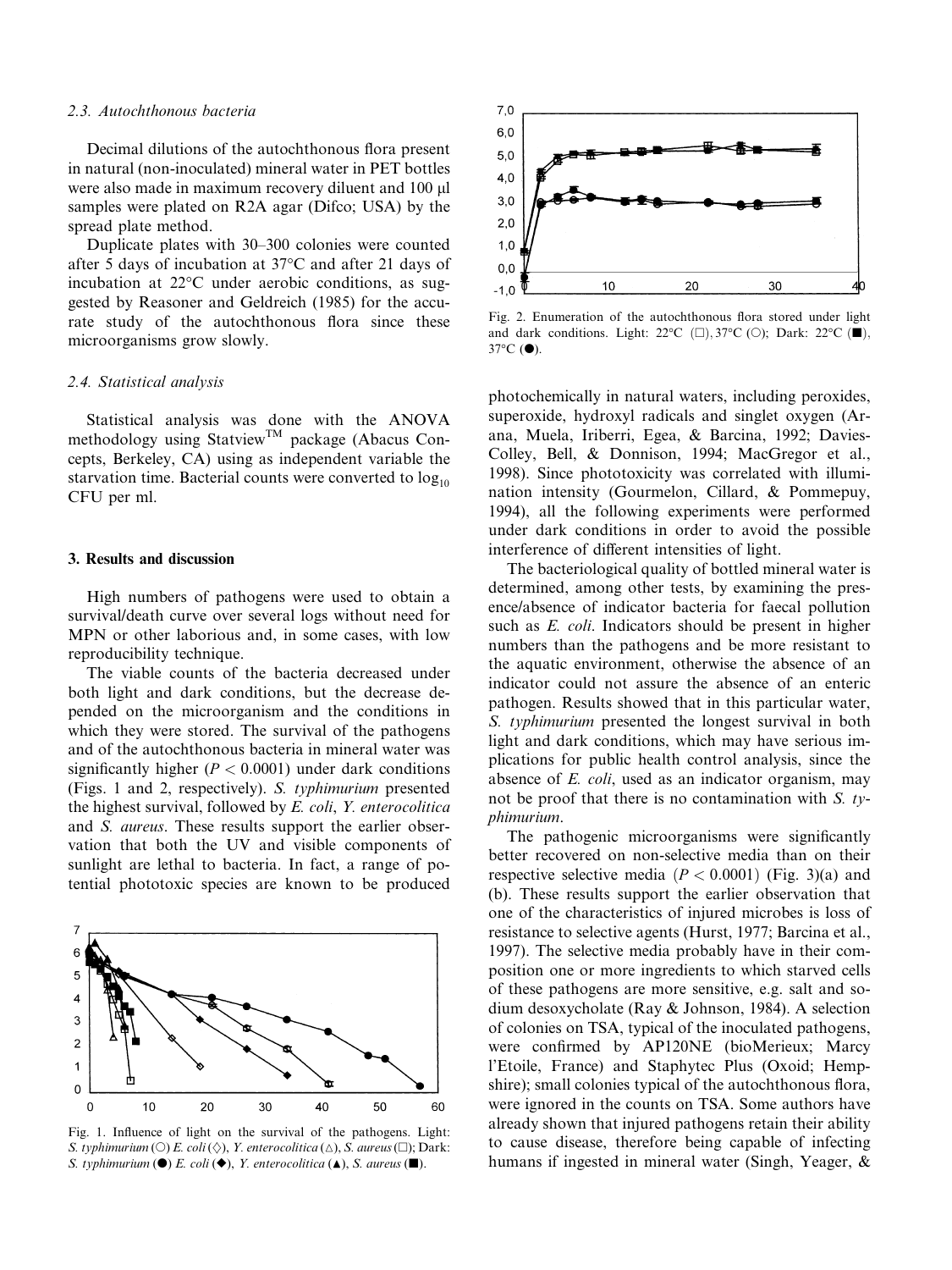### 2.3. Autochthonous bacteria

Decimal dilutions of the autochthonous flora present in natural (non-inoculated) mineral water in PET bottles were also made in maximum recovery diluent and 100 μl samples were plated on R2A agar (Difco; USA) by the spread plate method.

Duplicate plates with 30–300 colonies were counted after 5 days of incubation at 37°C and after 21 days of incubation at 22°C under aerobic conditions, as suggested by Reasoner and Geldreich (1985) for the accurate study of the autochthonous flora since these microorganisms grow slowly.

### 2.4. Statistical analysis

Statistical analysis was done with the ANOVA methodology using Statview$^{TM}$ package (Abacus Concepts, Berkeley, CA) using as independent variable the starvation time. Bacterial counts were converted to $\log_{10}$ CFU per ml.

## 3. Results and discussion

High numbers of pathogens were used to obtain a survival/death curve over several logs without need for MPN or other laborious and, in some cases, with low reproducibility technique.

The viable counts of the bacteria decreased under both light and dark conditions, but the decrease depended on the microorganism and the conditions in which they were stored. The survival of the pathogens and of the autochthonous bacteria in mineral water was significantly higher ($P < 0.0001$) under dark conditions (Figs. 1 and 2, respectively). *S. typhimurium* presented the highest survival, followed by *E. coli*, *Y. enterocolitica* and *S. aureus*. These results support the earlier observation that both the UV and visible components of sunlight are lethal to bacteria. In fact, a range of potential phototoxic species are known to be produced photochemically in natural waters, including peroxides, superoxide, hydroxyl radicals and singlet oxygen (Arana, Muela, Iriberri, Egea, & Barcina, 1992; Davies-Colley, Bell, & Donnison, 1994; MacGregor et al., 1998). Since phototoxicity was correlated with illumination intensity (Gourmelon, Cillard, & Pommepuy, 1994), all the following experiments were performed under dark conditions in order to avoid the possible interference of different intensities of light.

Fig. 1. Influence of light on the survival of the pathogens. Light: *S. typhimurium* (○) *E. coli* (◇), *Y. enterocolitica* (△), *S. aureus* (□); Dark: *S. typhimurium* (●) *E. coli* (◆), *Y. enterocolitica* (▲), *S. aureus* (■).

Fig. 2. Enumeration of the autochthonous flora stored under light and dark conditions. Light: 22°C (□), 37°C (○); Dark: 22°C (■), 37°C (●).

The bacteriological quality of bottled mineral water is determined, among other tests, by examining the presence/absence of indicator bacteria for faecal pollution such as *E. coli*. Indicators should be present in higher numbers than the pathogens and be more resistant to the aquatic environment, otherwise the absence of an indicator could not assure the absence of an enteric pathogen. Results showed that in this particular water, *S. typhimurium* presented the longest survival in both light and dark conditions, which may have serious implications for public health control analysis, since the absence of *E. coli*, used as an indicator organism, may not be proof that there is no contamination with *S. typhimurium*.

The pathogenic microorganisms were significantly better recovered on non-selective media than on their respective selective media ($P < 0.0001$) (Fig. 3)(a) and (b). These results support the earlier observation that one of the characteristics of injured microbes is loss of resistance to selective agents (Hurst, 1977; Barcina et al., 1997). The selective media probably have in their composition one or more ingredients to which starved cells of these pathogens are more sensitive, e.g. salt and sodium desoxycholate (Ray & Johnson, 1984). A selection of colonies on TSA, typical of the inoculated pathogens, were confirmed by AP120NE (bioMerieux; Marcy l'Etoile, France) and Staphytec Plus (Oxoid; Hempshire); small colonies typical of the autochthonous flora, were ignored in the counts on TSA. Some authors have already shown that injured pathogens retain their ability to cause disease, therefore being capable of infecting humans if ingested in mineral water (Singh, Yeager, &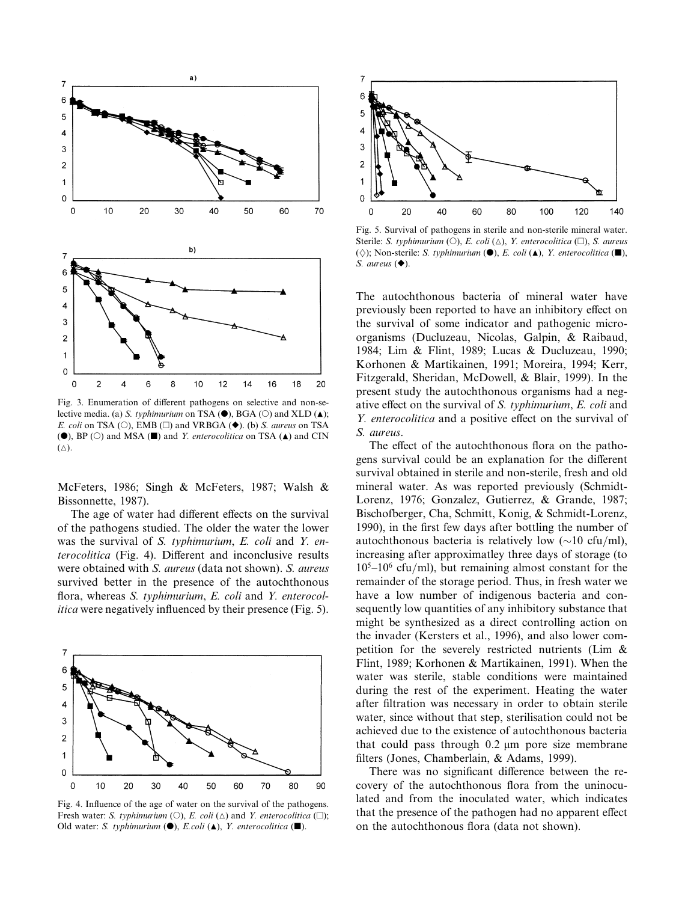Fig. 3. Enumeration of different pathogens on selective and non-selective media. (a) *S. typhimurium* on TSA (●), BGA (○) and XLD (▲); *E. coli* on TSA (○), EMB (□) and VRBGA (◆). (b) *S. aureus* on TSA (●), BP (○) and MSA (■) and *Y. enterocolitica* on TSA (▲) and CIN (△).

McFeters, 1986; Singh & McFeters, 1987; Walsh & Bissonnette, 1987).

The age of water had different effects on the survival of the pathogens studied. The older the water the lower was the survival of *S. typhimurium*, *E. coli* and *Y. enterocolitica* (Fig. 4). Different and inconclusive results were obtained with *S. aureus* (data not shown). *S. aureus* survived better in the presence of the autochthonous flora, whereas *S. typhimurium*, *E. coli* and *Y. enterocolitica* were negatively influenced by their presence (Fig. 5).

Fig. 4. Influence of the age of water on the survival of the pathogens. Fresh water: *S. typhimurium* (○), *E. coli* (△) and *Y. enterocolitica* (□); Old water: *S. typhimurium* (●), *E.coli* (▲), *Y. enterocolitica* (■).

Fig. 5. Survival of pathogens in sterile and non-sterile mineral water. Sterile: *S. typhimurium* (○), *E. coli* (△), *Y. enterocolitica* (□), *S. aureus* (◇); Non-sterile: *S. typhimurium* (●), *E. coli* (▲), *Y. enterocolitica* (■), *S. aureus* (◆).

The autochthonous bacteria of mineral water have previously been reported to have an inhibitory effect on the survival of some indicator and pathogenic microorganisms (Ducluzeau, Nicolas, Galpin, & Raibaud, 1984; Lim & Flint, 1989; Lucas & Ducluzeau, 1990; Korhonen & Martikainen, 1991; Moreira, 1994; Kerr, Fitzgerald, Sheridan, McDowell, & Blair, 1999). In the present study the autochthonous organisms had a negative effect on the survival of *S. typhimurium*, *E. coli* and *Y. enterocolitica* and a positive effect on the survival of *S. aureus*.

The effect of the autochthonous flora on the pathogens survival could be an explanation for the different survival obtained in sterile and non-sterile, fresh and old mineral water. As was reported previously (Schmidt-Lorenz, 1976; Gonzalez, Gutierrez, & Grande, 1987; Bischofberger, Cha, Schmitt, Konig, & Schmidt-Lorenz, 1990), in the first few days after bottling the number of autochthonous bacteria is relatively low (~10 cfu/ml), increasing after approximatley three days of storage (to $10^5$–$10^6$ cfu/ml), but remaining almost constant for the remainder of the storage period. Thus, in fresh water we have a low number of indigenous bacteria and consequently low quantities of any inhibitory substance that might be synthesized as a direct controlling action on the invader (Kersters et al., 1996), and also lower competition for the severely restricted nutrients (Lim & Flint, 1989; Korhonen & Martikainen, 1991). When the water was sterile, stable conditions were maintained during the rest of the experiment. Heating the water after filtration was necessary in order to obtain sterile water, since without that step, sterilisation could not be achieved due to the existence of autochthonous bacteria that could pass through 0.2 μm pore size membrane filters (Jones, Chamberlain, & Adams, 1999).

There was no significant difference between the recovery of the autochthonous flora from the uninoculated and from the inoculated water, which indicates that the presence of the pathogen had no apparent effect on the autochthonous flora (data not shown).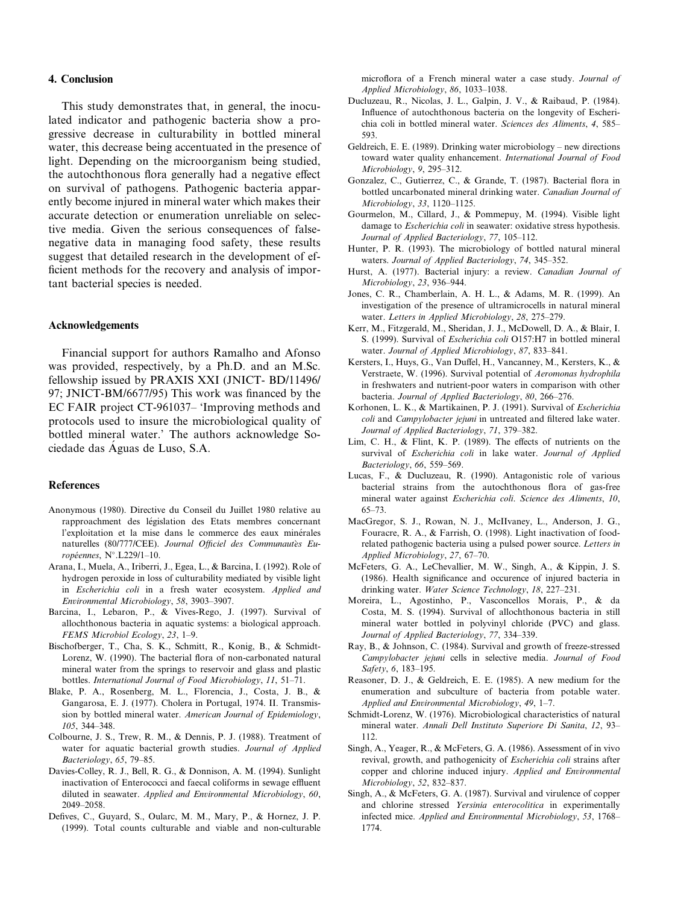## 4. Conclusion

This study demonstrates that, in general, the inoculated indicator and pathogenic bacteria show a progressive decrease in culturability in bottled mineral water, this decrease being accentuated in the presence of light. Depending on the microorganism being studied, the autochthonous flora generally had a negative effect on survival of pathogens. Pathogenic bacteria apparently become injured in mineral water which makes their accurate detection or enumeration unreliable on selective media. Given the serious consequences of false-negative data in managing food safety, these results suggest that detailed research in the development of efficient methods for the recovery and analysis of important bacterial species is needed.

## Acknowledgements

Financial support for authors Ramalho and Afonso was provided, respectively, by a Ph.D. and an M.Sc. fellowship issued by PRAXIS XXI (JNICT- BD/11496/97; JNICT-BM/6677/95) This work was financed by the EC FAIR project CT-961037– 'Improving methods and protocols used to insure the microbiological quality of bottled mineral water.' The authors acknowledge Sociedade das Águas de Luso, S.A.

## References

Anonymous (1980). Directive du Conseil du Juillet 1980 relative au rapproachment des législation des Etats membres concernant l'exploitation et la mise dans le commerce des eaux minérales naturelles (80/777/CEE). *Journal Officiel des Communautès Européennes*, N°.L229/1–10.

Arana, I., Muela, A., Iriberri, J., Egea, L., & Barcina, I. (1992). Role of hydrogen peroxide in loss of culturability mediated by visible light in *Escherichia coli* in a fresh water ecosystem. *Applied and Environmental Microbiology*, *58*, 3903–3907.

Barcina, I., Lebaron, P., & Vives-Rego, J. (1997). Survival of allochthonous bacteria in aquatic systems: a biological approach. *FEMS Microbiol Ecology*, *23*, 1–9.

Bischofberger, T., Cha, S. K., Schmitt, R., Konig, B., & Schmidt-Lorenz, W. (1990). The bacterial flora of non-carbonated natural mineral water from the springs to reservoir and glass and plastic bottles. *International Journal of Food Microbiology*, *11*, 51–71.

Blake, P. A., Rosenberg, M. L., Florencia, J., Costa, J. B., & Gangarosa, E. J. (1977). Cholera in Portugal, 1974. II. Transmission by bottled mineral water. *American Journal of Epidemiology*, *105*, 344–348.

Colbourne, J. S., Trew, R. M., & Dennis, P. J. (1988). Treatment of water for aquatic bacterial growth studies. *Journal of Applied Bacteriology*, *65*, 79–85.

Davies-Colley, R. J., Bell, R. G., & Donnison, A. M. (1994). Sunlight inactivation of Enterococci and faecal coliforms in sewage effluent diluted in seawater. *Applied and Environmental Microbiology*, *60*, 2049–2058.

Defives, C., Guyard, S., Oularc, M. M., Mary, P., & Hornez, J. P. (1999). Total counts culturable and viable and non-culturable microflora of a French mineral water a case study. *Journal of Applied Microbiology*, *86*, 1033–1038.

Ducluzeau, R., Nicolas, J. L., Galpin, J. V., & Raibaud, P. (1984). Influence of autochthonous bacteria on the longevity of Escherichia coli in bottled mineral water. *Sciences des Aliments*, *4*, 585–593.

Geldreich, E. E. (1989). Drinking water microbiology – new directions toward water quality enhancement. *International Journal of Food Microbiology*, *9*, 295–312.

Gonzalez, C., Gutierrez, C., & Grande, T. (1987). Bacterial flora in bottled uncarbonated mineral drinking water. *Canadian Journal of Microbiology*, *33*, 1120–1125.

Gourmelon, M., Cillard, J., & Pommepuy, M. (1994). Visible light damage to *Escherichia coli* in seawater: oxidative stress hypothesis. *Journal of Applied Bacteriology*, *77*, 105–112.

Hunter, P. R. (1993). The microbiology of bottled natural mineral waters. *Journal of Applied Bacteriology*, *74*, 345–352.

Hurst, A. (1977). Bacterial injury: a review. *Canadian Journal of Microbiology*, *23*, 936–944.

Jones, C. R., Chamberlain, A. H. L., & Adams, M. R. (1999). An investigation of the presence of ultramicrocells in natural mineral water. *Letters in Applied Microbiology*, *28*, 275–279.

Kerr, M., Fitzgerald, M., Sheridan, J. J., McDowell, D. A., & Blair, I. S. (1999). Survival of *Escherichia coli* O157:H7 in bottled mineral water. *Journal of Applied Microbiology*, *87*, 833–841.

Kersters, I., Huys, G., Van Duffel, H., Vancanney, M., Kersters, K., & Verstraete, W. (1996). Survival potential of *Aeromonas hydrophila* in freshwaters and nutrient-poor waters in comparison with other bacteria. *Journal of Applied Bacteriology*, *80*, 266–276.

Korhonen, L. K., & Martikainen, P. J. (1991). Survival of *Escherichia coli* and *Campylobacter jejuni* in untreated and filtered lake water. *Journal of Applied Bacteriology*, *71*, 379–382.

Lim, C. H., & Flint, K. P. (1989). The effects of nutrients on the survival of *Escherichia coli* in lake water. *Journal of Applied Bacteriology*, *66*, 559–569.

Lucas, F., & Ducluzeau, R. (1990). Antagonistic role of various bacterial strains from the autochthonous flora of gas-free mineral water against *Escherichia coli*. *Science des Aliments*, *10*, 65–73.

MacGregor, S. J., Rowan, N. J., McIlvaney, L., Anderson, J. G., Fouracre, R. A., & Farrish, O. (1998). Light inactivation of food-related pathogenic bacteria using a pulsed power source. *Letters in Applied Microbiology*, *27*, 67–70.

McFeters, G. A., LeChevallier, M. W., Singh, A., & Kippin, J. S. (1986). Health significance and occurence of injured bacteria in drinking water. *Water Science Technology*, *18*, 227–231.

Moreira, L., Agostinho, P., Vasconcellos Morais, P., & da Costa, M. S. (1994). Survival of allochthonous bacteria in still mineral water bottled in polyvinyl chloride (PVC) and glass. *Journal of Applied Bacteriology*, *77*, 334–339.

Ray, B., & Johnson, C. (1984). Survival and growth of freeze-stressed *Campylobacter jejuni* cells in selective media. *Journal of Food Safety*, *6*, 183–195.

Reasoner, D. J., & Geldreich, E. E. (1985). A new medium for the enumeration and subculture of bacteria from potable water. *Applied and Environmental Microbiology*, *49*, 1–7.

Schmidt-Lorenz, W. (1976). Microbiological characteristics of natural mineral water. *Annali Dell Instituto Superiore Di Sanita*, *12*, 93–112.

Singh, A., Yeager, R., & McFeters, G. A. (1986). Assessment of in vivo revival, growth, and pathogenicity of *Escherichia coli* strains after copper and chlorine induced injury. *Applied and Environmental Microbiology*, *52*, 832–837.

Singh, A., & McFeters, G. A. (1987). Survival and virulence of copper and chlorine stressed *Yersinia enterocolitica* in experimentally infected mice. *Applied and Environmental Microbiology*, *53*, 1768–1774.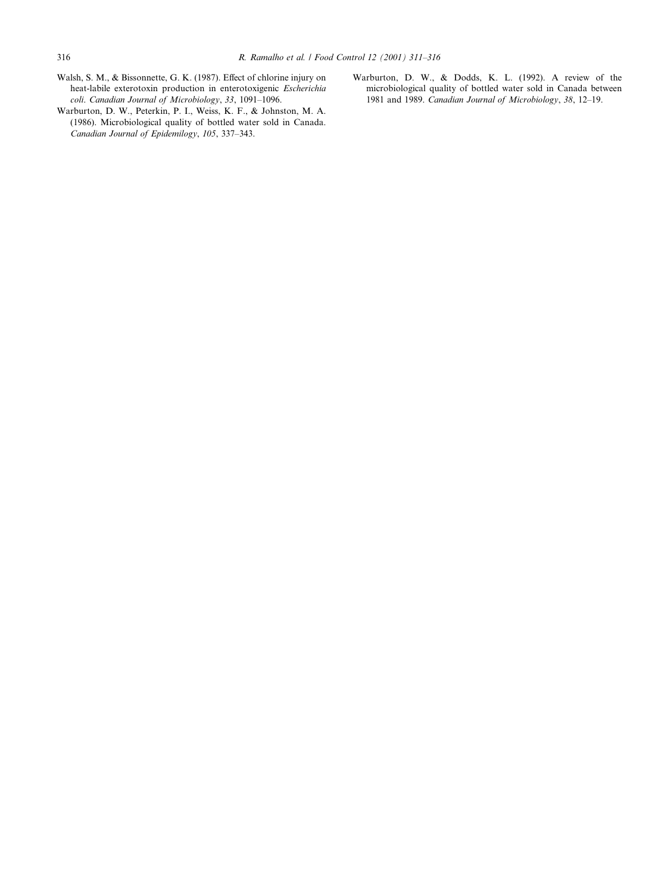Walsh, S. M., & Bissonnette, G. K. (1987). Effect of chlorine injury on heat-labile exterotoxin production in enterotoxigenic *Escherichia coli*. *Canadian Journal of Microbiology*, *33*, 1091–1096.

Warburton, D. W., Peterkin, P. I., Weiss, K. F., & Johnston, M. A. (1986). Microbiological quality of bottled water sold in Canada. *Canadian Journal of Epidemilogy*, *105*, 337–343.

Warburton, D. W., & Dodds, K. L. (1992). A review of the microbiological quality of bottled water sold in Canada between 1981 and 1989. *Canadian Journal of Microbiology*, *38*, 12–19.